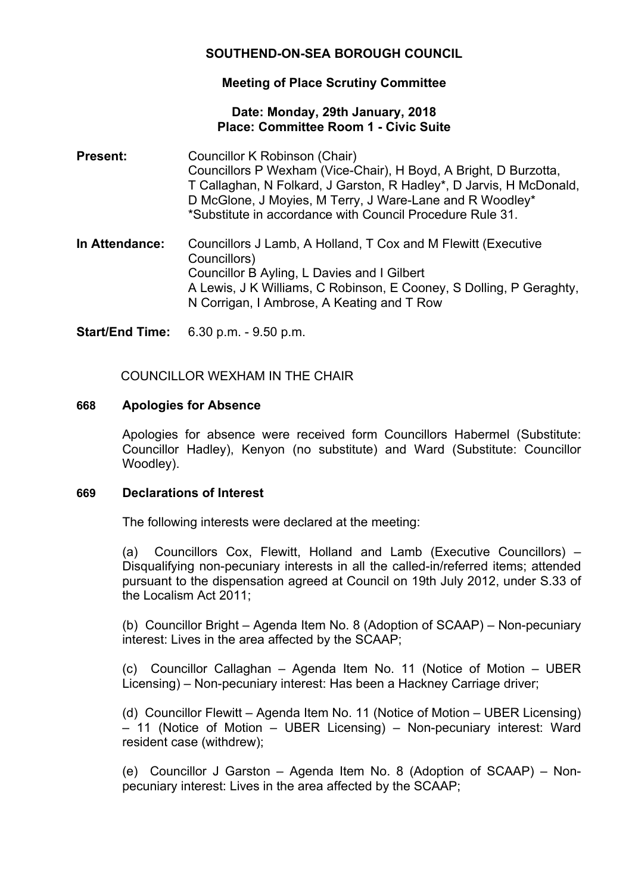**SOUTHEND-ON-SEA BOROUGH COUNCIL**

**Meeting of Place Scrutiny Committee**

**Date: Monday, 29th January, 2018**
**Place: Committee Room 1 - Civic Suite**

**Present:** Councillor K Robinson (Chair)
Councillors P Wexham (Vice-Chair), H Boyd, A Bright, D Burzotta, T Callaghan, N Folkard, J Garston, R Hadley*, D Jarvis, H McDonald, D McGlone, J Moyies, M Terry, J Ware-Lane and R Woodley*
*Substitute in accordance with Council Procedure Rule 31.

**In Attendance:** Councillors J Lamb, A Holland, T Cox and M Flewitt (Executive Councillors)
Councillor B Ayling, L Davies and I Gilbert
A Lewis, J K Williams, C Robinson, E Cooney, S Dolling, P Geraghty, N Corrigan, I Ambrose, A Keating and T Row

**Start/End Time:** 6.30 p.m. - 9.50 p.m.

COUNCILLOR WEXHAM IN THE CHAIR

## 668 Apologies for Absence

Apologies for absence were received form Councillors Habermel (Substitute: Councillor Hadley), Kenyon (no substitute) and Ward (Substitute: Councillor Woodley).

## 669 Declarations of Interest

The following interests were declared at the meeting:

(a) Councillors Cox, Flewitt, Holland and Lamb (Executive Councillors) – Disqualifying non-pecuniary interests in all the called-in/referred items; attended pursuant to the dispensation agreed at Council on 19th July 2012, under S.33 of the Localism Act 2011;

(b) Councillor Bright – Agenda Item No. 8 (Adoption of SCAAP) – Non-pecuniary interest: Lives in the area affected by the SCAAP;

(c) Councillor Callaghan – Agenda Item No. 11 (Notice of Motion – UBER Licensing) – Non-pecuniary interest: Has been a Hackney Carriage driver;

(d) Councillor Flewitt – Agenda Item No. 11 (Notice of Motion – UBER Licensing) – 11 (Notice of Motion – UBER Licensing) – Non-pecuniary interest: Ward resident case (withdrew);

(e) Councillor J Garston – Agenda Item No. 8 (Adoption of SCAAP) – Non-pecuniary interest: Lives in the area affected by the SCAAP;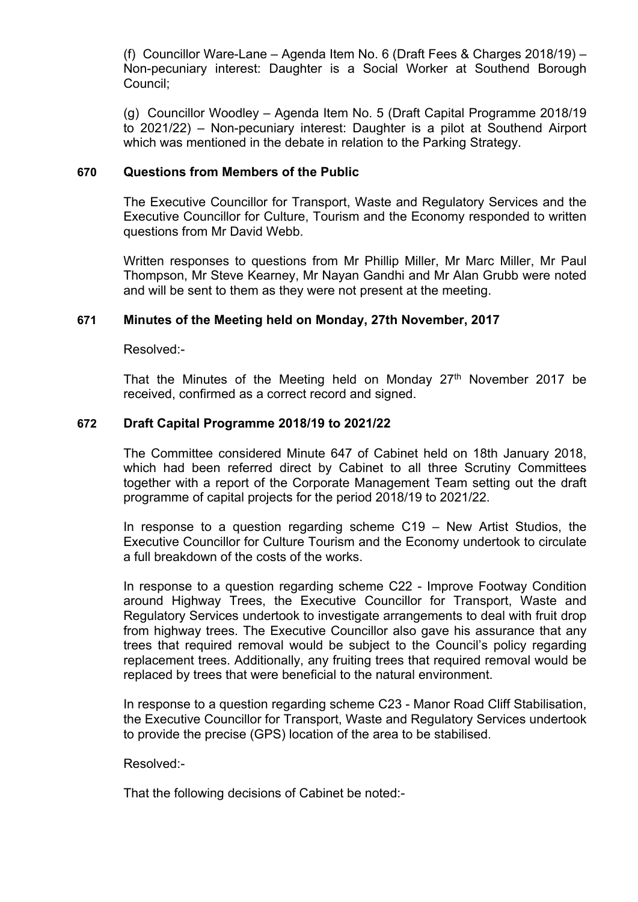(f) Councillor Ware-Lane – Agenda Item No. 6 (Draft Fees & Charges 2018/19) – Non-pecuniary interest: Daughter is a Social Worker at Southend Borough Council;

(g) Councillor Woodley – Agenda Item No. 5 (Draft Capital Programme 2018/19 to 2021/22) – Non-pecuniary interest: Daughter is a pilot at Southend Airport which was mentioned in the debate in relation to the Parking Strategy.

## 670 Questions from Members of the Public

The Executive Councillor for Transport, Waste and Regulatory Services and the Executive Councillor for Culture, Tourism and the Economy responded to written questions from Mr David Webb.

Written responses to questions from Mr Phillip Miller, Mr Marc Miller, Mr Paul Thompson, Mr Steve Kearney, Mr Nayan Gandhi and Mr Alan Grubb were noted and will be sent to them as they were not present at the meeting.

## 671 Minutes of the Meeting held on Monday, 27th November, 2017

Resolved:-

That the Minutes of the Meeting held on Monday 27th November 2017 be received, confirmed as a correct record and signed.

## 672 Draft Capital Programme 2018/19 to 2021/22

The Committee considered Minute 647 of Cabinet held on 18th January 2018, which had been referred direct by Cabinet to all three Scrutiny Committees together with a report of the Corporate Management Team setting out the draft programme of capital projects for the period 2018/19 to 2021/22.

In response to a question regarding scheme C19 – New Artist Studios, the Executive Councillor for Culture Tourism and the Economy undertook to circulate a full breakdown of the costs of the works.

In response to a question regarding scheme C22 - Improve Footway Condition around Highway Trees, the Executive Councillor for Transport, Waste and Regulatory Services undertook to investigate arrangements to deal with fruit drop from highway trees. The Executive Councillor also gave his assurance that any trees that required removal would be subject to the Council's policy regarding replacement trees. Additionally, any fruiting trees that required removal would be replaced by trees that were beneficial to the natural environment.

In response to a question regarding scheme C23 - Manor Road Cliff Stabilisation, the Executive Councillor for Transport, Waste and Regulatory Services undertook to provide the precise (GPS) location of the area to be stabilised.

Resolved:-

That the following decisions of Cabinet be noted:-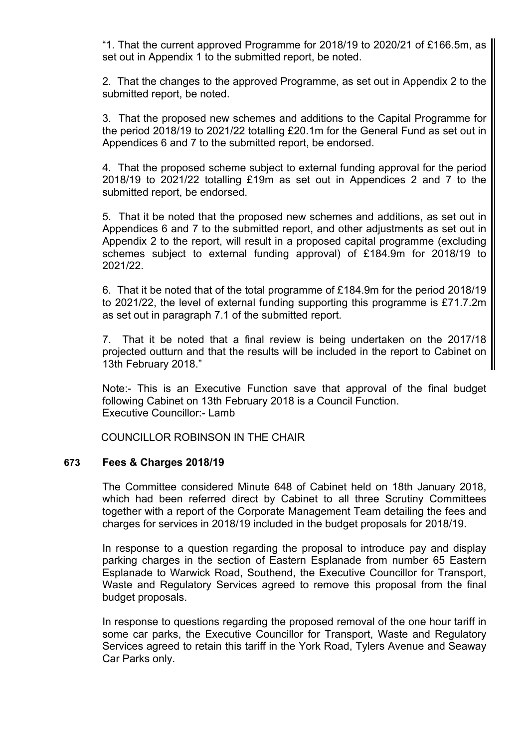"1. That the current approved Programme for 2018/19 to 2020/21 of £166.5m, as set out in Appendix 1 to the submitted report, be noted.

2. That the changes to the approved Programme, as set out in Appendix 2 to the submitted report, be noted.

3. That the proposed new schemes and additions to the Capital Programme for the period 2018/19 to 2021/22 totalling £20.1m for the General Fund as set out in Appendices 6 and 7 to the submitted report, be endorsed.

4. That the proposed scheme subject to external funding approval for the period 2018/19 to 2021/22 totalling £19m as set out in Appendices 2 and 7 to the submitted report, be endorsed.

5. That it be noted that the proposed new schemes and additions, as set out in Appendices 6 and 7 to the submitted report, and other adjustments as set out in Appendix 2 to the report, will result in a proposed capital programme (excluding schemes subject to external funding approval) of £184.9m for 2018/19 to 2021/22.

6. That it be noted that of the total programme of £184.9m for the period 2018/19 to 2021/22, the level of external funding supporting this programme is £71.7.2m as set out in paragraph 7.1 of the submitted report.

7. That it be noted that a final review is being undertaken on the 2017/18 projected outturn and that the results will be included in the report to Cabinet on 13th February 2018."

Note:- This is an Executive Function save that approval of the final budget following Cabinet on 13th February 2018 is a Council Function.
Executive Councillor:- Lamb

COUNCILLOR ROBINSON IN THE CHAIR

## 673 Fees & Charges 2018/19

The Committee considered Minute 648 of Cabinet held on 18th January 2018, which had been referred direct by Cabinet to all three Scrutiny Committees together with a report of the Corporate Management Team detailing the fees and charges for services in 2018/19 included in the budget proposals for 2018/19.

In response to a question regarding the proposal to introduce pay and display parking charges in the section of Eastern Esplanade from number 65 Eastern Esplanade to Warwick Road, Southend, the Executive Councillor for Transport, Waste and Regulatory Services agreed to remove this proposal from the final budget proposals.

In response to questions regarding the proposed removal of the one hour tariff in some car parks, the Executive Councillor for Transport, Waste and Regulatory Services agreed to retain this tariff in the York Road, Tylers Avenue and Seaway Car Parks only.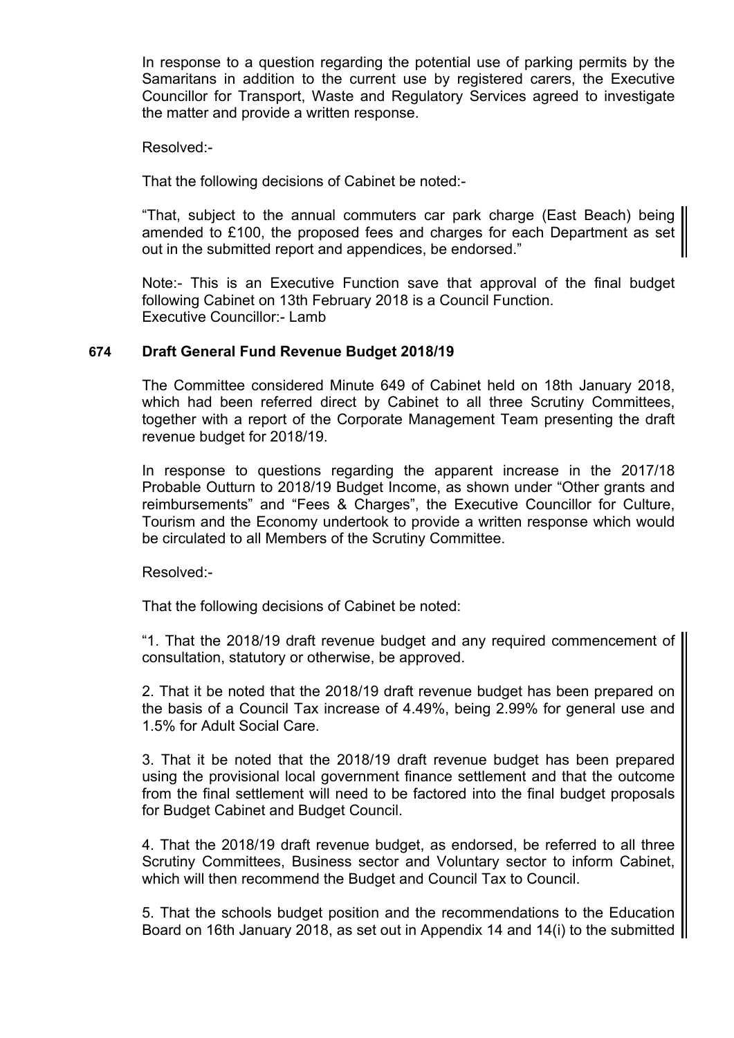In response to a question regarding the potential use of parking permits by the Samaritans in addition to the current use by registered carers, the Executive Councillor for Transport, Waste and Regulatory Services agreed to investigate the matter and provide a written response.

Resolved:-

That the following decisions of Cabinet be noted:-

"That, subject to the annual commuters car park charge (East Beach) being amended to £100, the proposed fees and charges for each Department as set out in the submitted report and appendices, be endorsed."

Note:- This is an Executive Function save that approval of the final budget following Cabinet on 13th February 2018 is a Council Function.
Executive Councillor:- Lamb

## 674 Draft General Fund Revenue Budget 2018/19

The Committee considered Minute 649 of Cabinet held on 18th January 2018, which had been referred direct by Cabinet to all three Scrutiny Committees, together with a report of the Corporate Management Team presenting the draft revenue budget for 2018/19.

In response to questions regarding the apparent increase in the 2017/18 Probable Outturn to 2018/19 Budget Income, as shown under "Other grants and reimbursements" and "Fees & Charges", the Executive Councillor for Culture, Tourism and the Economy undertook to provide a written response which would be circulated to all Members of the Scrutiny Committee.

Resolved:-

That the following decisions of Cabinet be noted:

"1. That the 2018/19 draft revenue budget and any required commencement of consultation, statutory or otherwise, be approved.

2. That it be noted that the 2018/19 draft revenue budget has been prepared on the basis of a Council Tax increase of 4.49%, being 2.99% for general use and 1.5% for Adult Social Care.

3. That it be noted that the 2018/19 draft revenue budget has been prepared using the provisional local government finance settlement and that the outcome from the final settlement will need to be factored into the final budget proposals for Budget Cabinet and Budget Council.

4. That the 2018/19 draft revenue budget, as endorsed, be referred to all three Scrutiny Committees, Business sector and Voluntary sector to inform Cabinet, which will then recommend the Budget and Council Tax to Council.

5. That the schools budget position and the recommendations to the Education Board on 16th January 2018, as set out in Appendix 14 and 14(i) to the submitted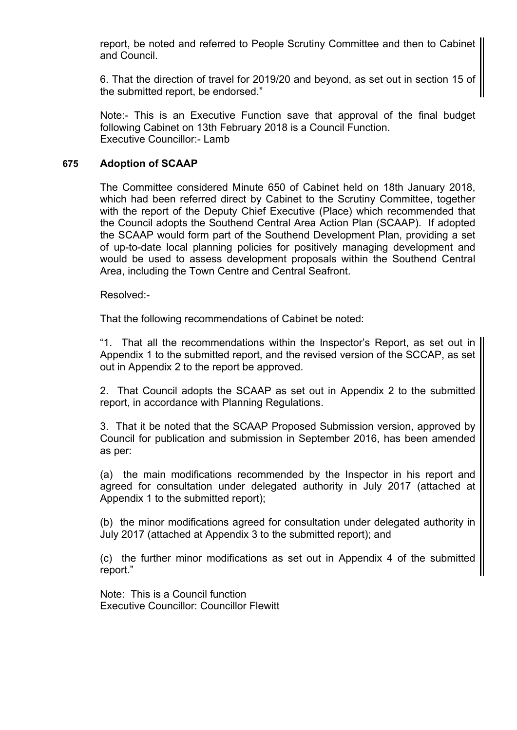report, be noted and referred to People Scrutiny Committee and then to Cabinet and Council.

6. That the direction of travel for 2019/20 and beyond, as set out in section 15 of the submitted report, be endorsed."

Note:- This is an Executive Function save that approval of the final budget following Cabinet on 13th February 2018 is a Council Function.
Executive Councillor:- Lamb

## 675 Adoption of SCAAP

The Committee considered Minute 650 of Cabinet held on 18th January 2018, which had been referred direct by Cabinet to the Scrutiny Committee, together with the report of the Deputy Chief Executive (Place) which recommended that the Council adopts the Southend Central Area Action Plan (SCAAP). If adopted the SCAAP would form part of the Southend Development Plan, providing a set of up-to-date local planning policies for positively managing development and would be used to assess development proposals within the Southend Central Area, including the Town Centre and Central Seafront.

Resolved:-

That the following recommendations of Cabinet be noted:

"1. That all the recommendations within the Inspector's Report, as set out in Appendix 1 to the submitted report, and the revised version of the SCCAP, as set out in Appendix 2 to the report be approved.

2. That Council adopts the SCAAP as set out in Appendix 2 to the submitted report, in accordance with Planning Regulations.

3. That it be noted that the SCAAP Proposed Submission version, approved by Council for publication and submission in September 2016, has been amended as per:

(a) the main modifications recommended by the Inspector in his report and agreed for consultation under delegated authority in July 2017 (attached at Appendix 1 to the submitted report);

(b) the minor modifications agreed for consultation under delegated authority in July 2017 (attached at Appendix 3 to the submitted report); and

(c) the further minor modifications as set out in Appendix 4 of the submitted report."

Note: This is a Council function
Executive Councillor: Councillor Flewitt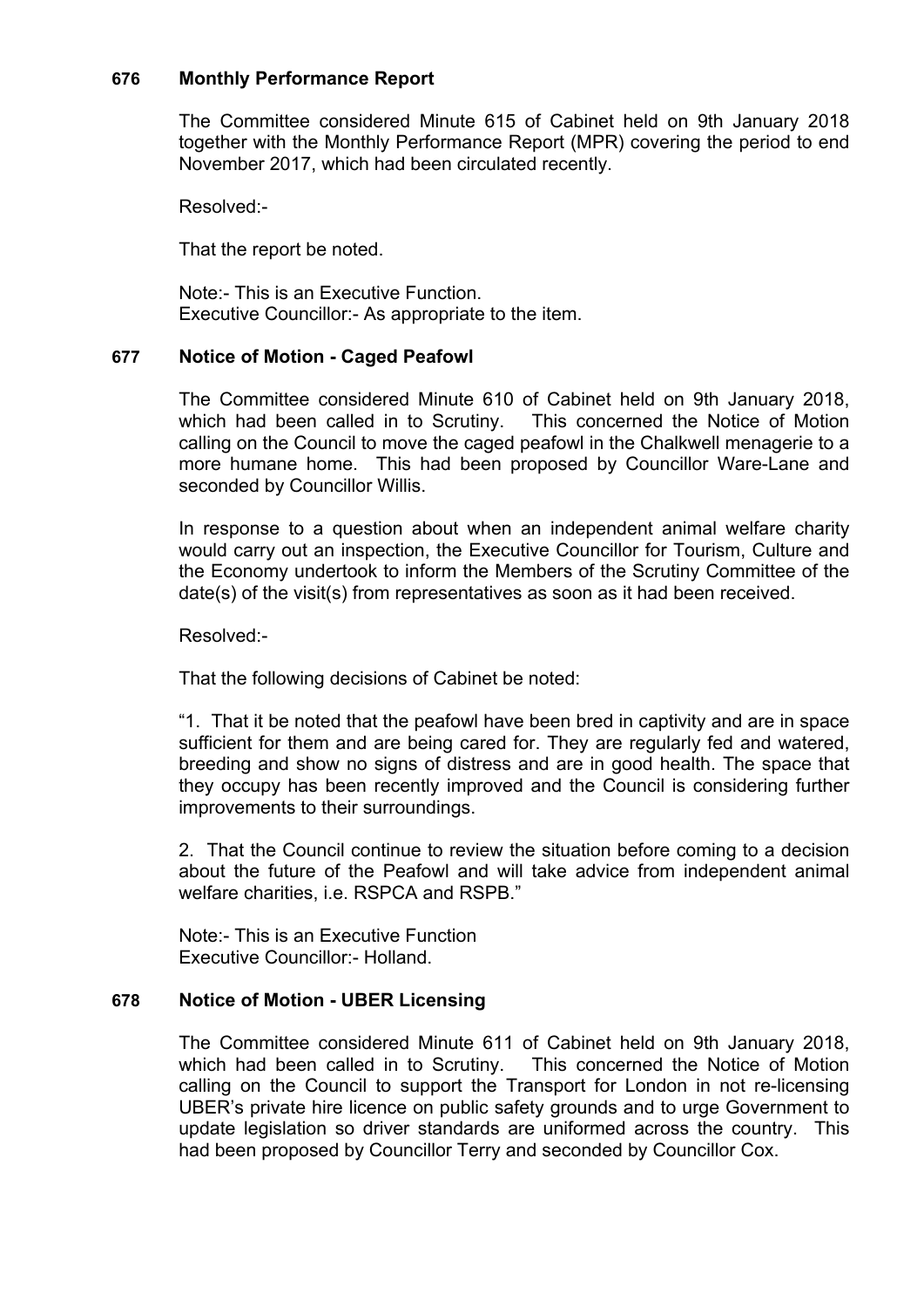## 676 Monthly Performance Report

The Committee considered Minute 615 of Cabinet held on 9th January 2018 together with the Monthly Performance Report (MPR) covering the period to end November 2017, which had been circulated recently.

Resolved:-

That the report be noted.

Note:- This is an Executive Function.
Executive Councillor:- As appropriate to the item.

## 677 Notice of Motion - Caged Peafowl

The Committee considered Minute 610 of Cabinet held on 9th January 2018, which had been called in to Scrutiny. This concerned the Notice of Motion calling on the Council to move the caged peafowl in the Chalkwell menagerie to a more humane home. This had been proposed by Councillor Ware-Lane and seconded by Councillor Willis.

In response to a question about when an independent animal welfare charity would carry out an inspection, the Executive Councillor for Tourism, Culture and the Economy undertook to inform the Members of the Scrutiny Committee of the date(s) of the visit(s) from representatives as soon as it had been received.

Resolved:-

That the following decisions of Cabinet be noted:

"1. That it be noted that the peafowl have been bred in captivity and are in space sufficient for them and are being cared for. They are regularly fed and watered, breeding and show no signs of distress and are in good health. The space that they occupy has been recently improved and the Council is considering further improvements to their surroundings.

2. That the Council continue to review the situation before coming to a decision about the future of the Peafowl and will take advice from independent animal welfare charities, i.e. RSPCA and RSPB."

Note:- This is an Executive Function
Executive Councillor:- Holland.

## 678 Notice of Motion - UBER Licensing

The Committee considered Minute 611 of Cabinet held on 9th January 2018, which had been called in to Scrutiny. This concerned the Notice of Motion calling on the Council to support the Transport for London in not re-licensing UBER's private hire licence on public safety grounds and to urge Government to update legislation so driver standards are uniformed across the country. This had been proposed by Councillor Terry and seconded by Councillor Cox.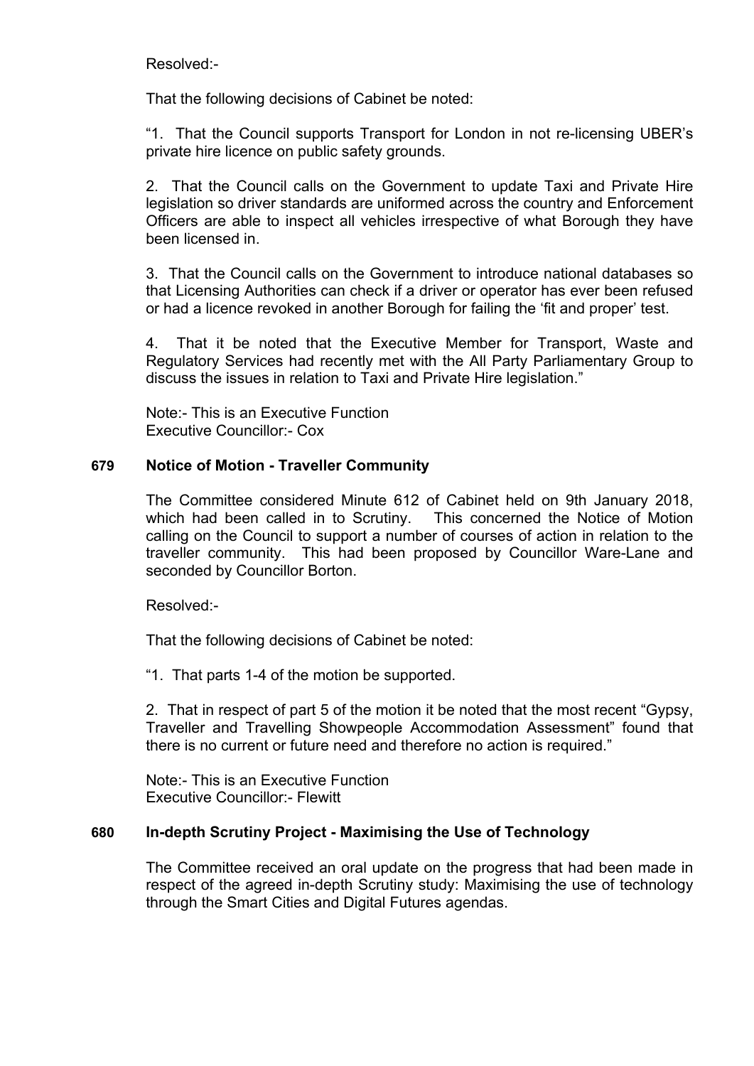Resolved:-

That the following decisions of Cabinet be noted:

"1. That the Council supports Transport for London in not re-licensing UBER's private hire licence on public safety grounds.

2. That the Council calls on the Government to update Taxi and Private Hire legislation so driver standards are uniformed across the country and Enforcement Officers are able to inspect all vehicles irrespective of what Borough they have been licensed in.

3. That the Council calls on the Government to introduce national databases so that Licensing Authorities can check if a driver or operator has ever been refused or had a licence revoked in another Borough for failing the 'fit and proper' test.

4. That it be noted that the Executive Member for Transport, Waste and Regulatory Services had recently met with the All Party Parliamentary Group to discuss the issues in relation to Taxi and Private Hire legislation."

Note:- This is an Executive Function
Executive Councillor:- Cox

## 679 Notice of Motion - Traveller Community

The Committee considered Minute 612 of Cabinet held on 9th January 2018, which had been called in to Scrutiny. This concerned the Notice of Motion calling on the Council to support a number of courses of action in relation to the traveller community. This had been proposed by Councillor Ware-Lane and seconded by Councillor Borton.

Resolved:-

That the following decisions of Cabinet be noted:

"1. That parts 1-4 of the motion be supported.

2. That in respect of part 5 of the motion it be noted that the most recent "Gypsy, Traveller and Travelling Showpeople Accommodation Assessment" found that there is no current or future need and therefore no action is required."

Note:- This is an Executive Function
Executive Councillor:- Flewitt

## 680 In-depth Scrutiny Project - Maximising the Use of Technology

The Committee received an oral update on the progress that had been made in respect of the agreed in-depth Scrutiny study: Maximising the use of technology through the Smart Cities and Digital Futures agendas.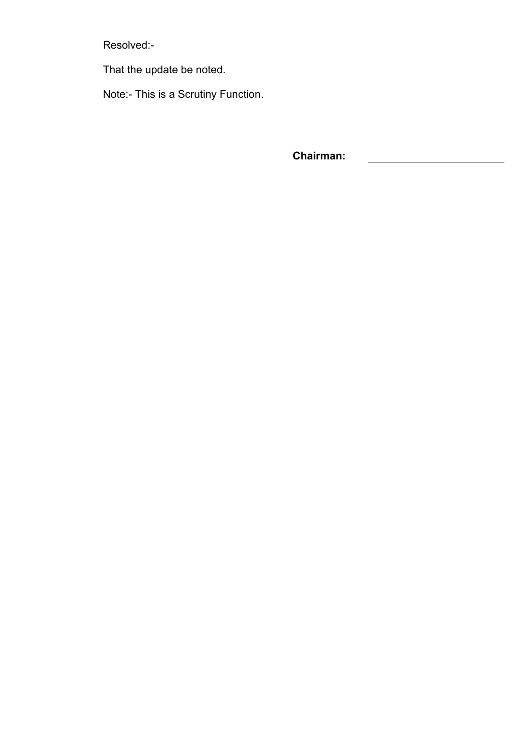Resolved:-

That the update be noted.

Note:- This is a Scrutiny Function.

**Chairman:** ________________________